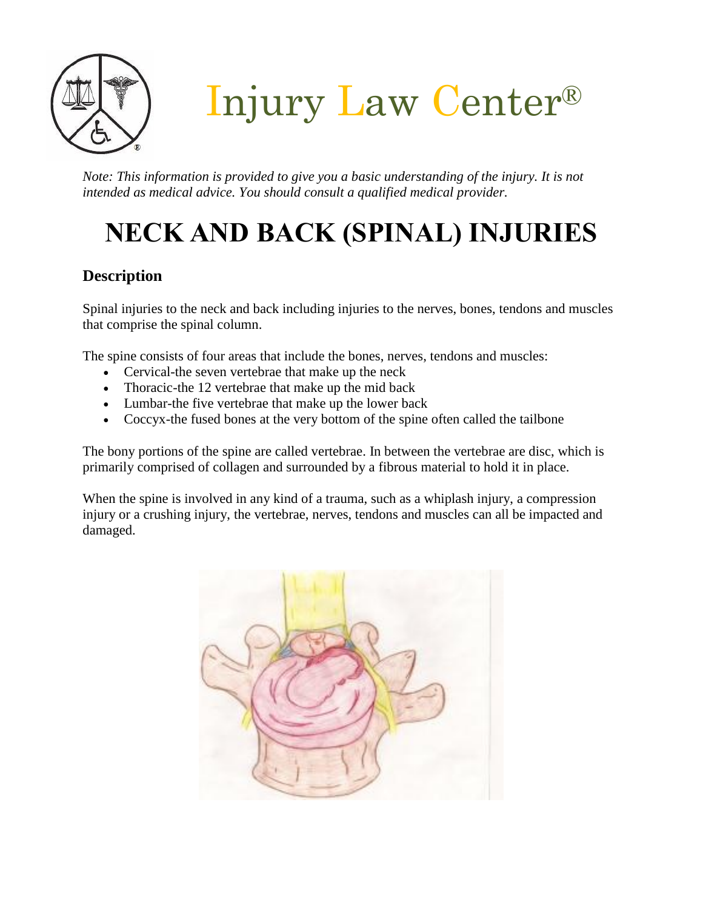# Injury Law Center®

*Note: This information is provided to give you a basic understanding of the injury. It is not intended as medical advice. You should consult a qualified medical provider.*

# NECK AND BACK (SPINAL) INJURIES

## Description

Spinal injuries to the neck and back including injuries to the nerves, bones, tendons and muscles that comprise the spinal column.

The spine consists of four areas that include the bones, nerves, tendons and muscles:

- Cervical-the seven vertebrae that make up the neck
- Thoracic-the 12 vertebrae that make up the mid back
- Lumbar-the five vertebrae that make up the lower back
- Coccyx-the fused bones at the very bottom of the spine often called the tailbone

The bony portions of the spine are called vertebrae. In between the vertebrae are disc, which is primarily comprised of collagen and surrounded by a fibrous material to hold it in place.

When the spine is involved in any kind of a trauma, such as a whiplash injury, a compression injury or a crushing injury, the vertebrae, nerves, tendons and muscles can all be impacted and damaged.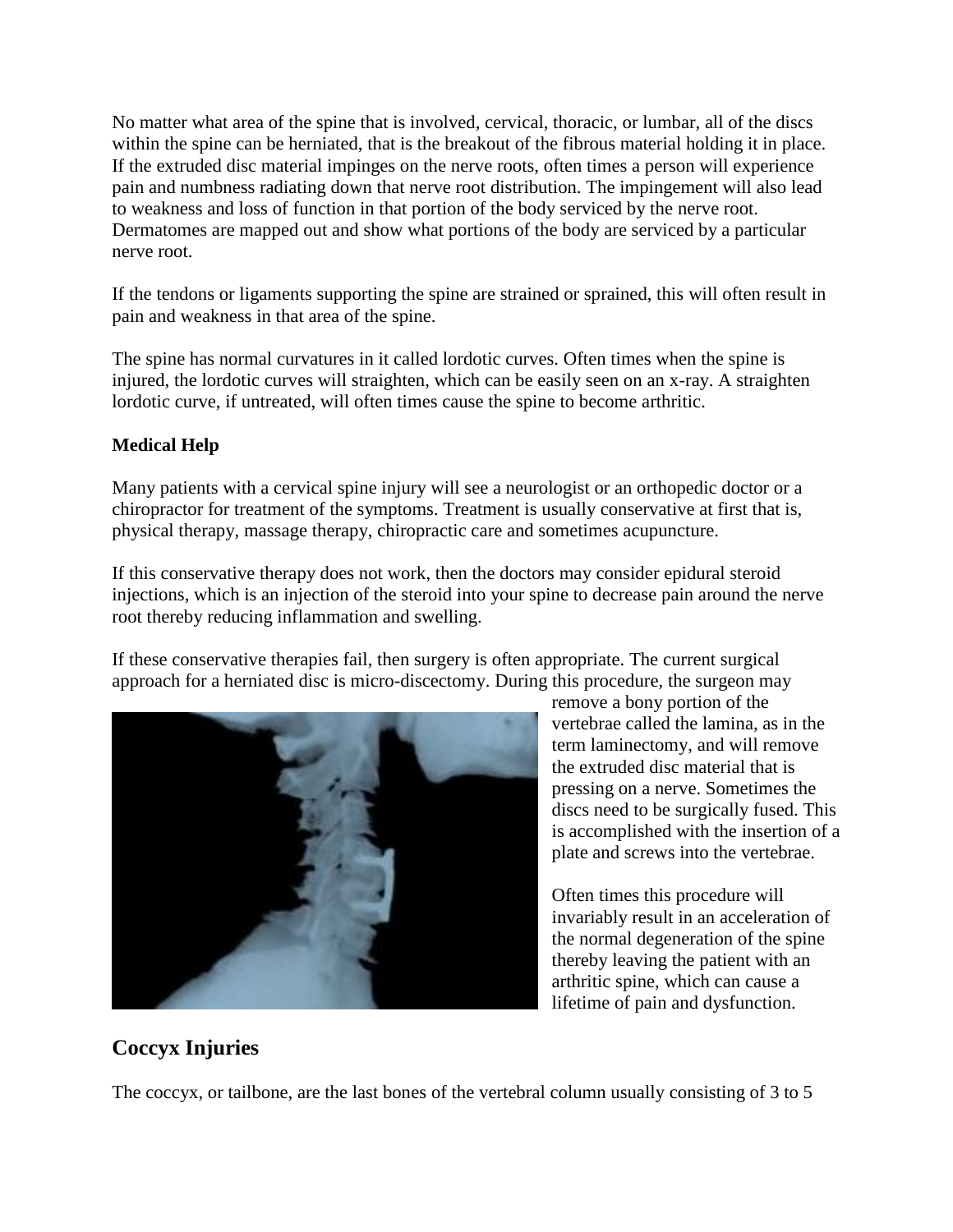No matter what area of the spine that is involved, cervical, thoracic, or lumbar, all of the discs within the spine can be herniated, that is the breakout of the fibrous material holding it in place. If the extruded disc material impinges on the nerve roots, often times a person will experience pain and numbness radiating down that nerve root distribution. The impingement will also lead to weakness and loss of function in that portion of the body serviced by the nerve root. Dermatomes are mapped out and show what portions of the body are serviced by a particular nerve root.

If the tendons or ligaments supporting the spine are strained or sprained, this will often result in pain and weakness in that area of the spine.

The spine has normal curvatures in it called lordotic curves. Often times when the spine is injured, the lordotic curves will straighten, which can be easily seen on an x-ray. A straighten lordotic curve, if untreated, will often times cause the spine to become arthritic.

**Medical Help**

Many patients with a cervical spine injury will see a neurologist or an orthopedic doctor or a chiropractor for treatment of the symptoms. Treatment is usually conservative at first that is, physical therapy, massage therapy, chiropractic care and sometimes acupuncture.

If this conservative therapy does not work, then the doctors may consider epidural steroid injections, which is an injection of the steroid into your spine to decrease pain around the nerve root thereby reducing inflammation and swelling.

If these conservative therapies fail, then surgery is often appropriate. The current surgical approach for a herniated disc is micro-discectomy. During this procedure, the surgeon may remove a bony portion of the vertebrae called the lamina, as in the term laminectomy, and will remove the extruded disc material that is pressing on a nerve. Sometimes the discs need to be surgically fused. This is accomplished with the insertion of a plate and screws into the vertebrae.

Often times this procedure will invariably result in an acceleration of the normal degeneration of the spine thereby leaving the patient with an arthritic spine, which can cause a lifetime of pain and dysfunction.

## Coccyx Injuries

The coccyx, or tailbone, are the last bones of the vertebral column usually consisting of 3 to 5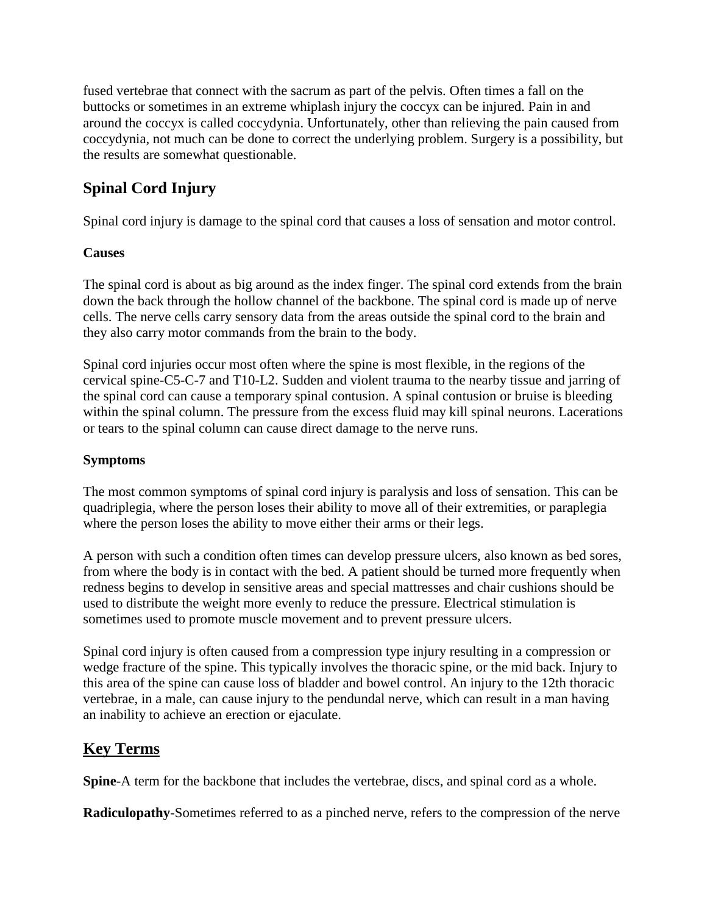fused vertebrae that connect with the sacrum as part of the pelvis. Often times a fall on the buttocks or sometimes in an extreme whiplash injury the coccyx can be injured. Pain in and around the coccyx is called coccydynia. Unfortunately, other than relieving the pain caused from coccydynia, not much can be done to correct the underlying problem. Surgery is a possibility, but the results are somewhat questionable.

## Spinal Cord Injury

Spinal cord injury is damage to the spinal cord that causes a loss of sensation and motor control.

**Causes**

The spinal cord is about as big around as the index finger. The spinal cord extends from the brain down the back through the hollow channel of the backbone. The spinal cord is made up of nerve cells. The nerve cells carry sensory data from the areas outside the spinal cord to the brain and they also carry motor commands from the brain to the body.

Spinal cord injuries occur most often where the spine is most flexible, in the regions of the cervical spine-C5-C-7 and T10-L2. Sudden and violent trauma to the nearby tissue and jarring of the spinal cord can cause a temporary spinal contusion. A spinal contusion or bruise is bleeding within the spinal column. The pressure from the excess fluid may kill spinal neurons. Lacerations or tears to the spinal column can cause direct damage to the nerve runs.

**Symptoms**

The most common symptoms of spinal cord injury is paralysis and loss of sensation. This can be quadriplegia, where the person loses their ability to move all of their extremities, or paraplegia where the person loses the ability to move either their arms or their legs.

A person with such a condition often times can develop pressure ulcers, also known as bed sores, from where the body is in contact with the bed. A patient should be turned more frequently when redness begins to develop in sensitive areas and special mattresses and chair cushions should be used to distribute the weight more evenly to reduce the pressure. Electrical stimulation is sometimes used to promote muscle movement and to prevent pressure ulcers.

Spinal cord injury is often caused from a compression type injury resulting in a compression or wedge fracture of the spine. This typically involves the thoracic spine, or the mid back. Injury to this area of the spine can cause loss of bladder and bowel control. An injury to the 12th thoracic vertebrae, in a male, can cause injury to the pendundal nerve, which can result in a man having an inability to achieve an erection or ejaculate.

## Key Terms

**Spine**-A term for the backbone that includes the vertebrae, discs, and spinal cord as a whole.

**Radiculopathy**-Sometimes referred to as a pinched nerve, refers to the compression of the nerve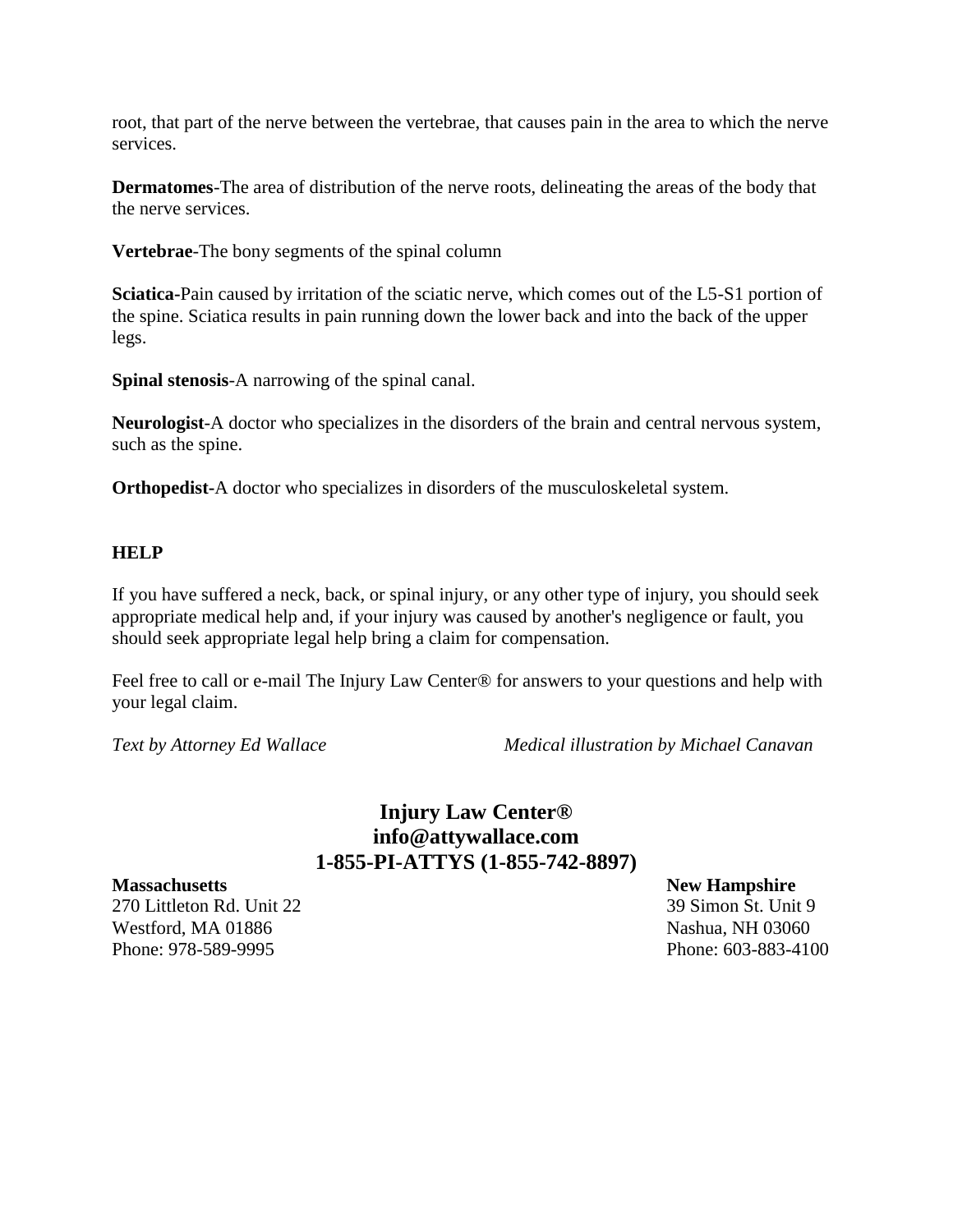root, that part of the nerve between the vertebrae, that causes pain in the area to which the nerve services.

**Dermatomes**-The area of distribution of the nerve roots, delineating the areas of the body that the nerve services.

**Vertebrae**-The bony segments of the spinal column

**Sciatica**-Pain caused by irritation of the sciatic nerve, which comes out of the L5-S1 portion of the spine. Sciatica results in pain running down the lower back and into the back of the upper legs.

**Spinal stenosis**-A narrowing of the spinal canal.

**Neurologist**-A doctor who specializes in the disorders of the brain and central nervous system, such as the spine.

**Orthopedist**-A doctor who specializes in disorders of the musculoskeletal system.

## HELP

If you have suffered a neck, back, or spinal injury, or any other type of injury, you should seek appropriate medical help and, if your injury was caused by another's negligence or fault, you should seek appropriate legal help bring a claim for compensation.

Feel free to call or e-mail The Injury Law Center® for answers to your questions and help with your legal claim.

*Text by Attorney Ed Wallace* *Medical illustration by Michael Canavan*

**Injury Law Center®**
**info@attywallace.com**
**1-855-PI-ATTYS (1-855-742-8897)**

**Massachusetts**
270 Littleton Rd. Unit 22
Westford, MA 01886
Phone: 978-589-9995

**New Hampshire**
39 Simon St. Unit 9
Nashua, NH 03060
Phone: 603-883-4100